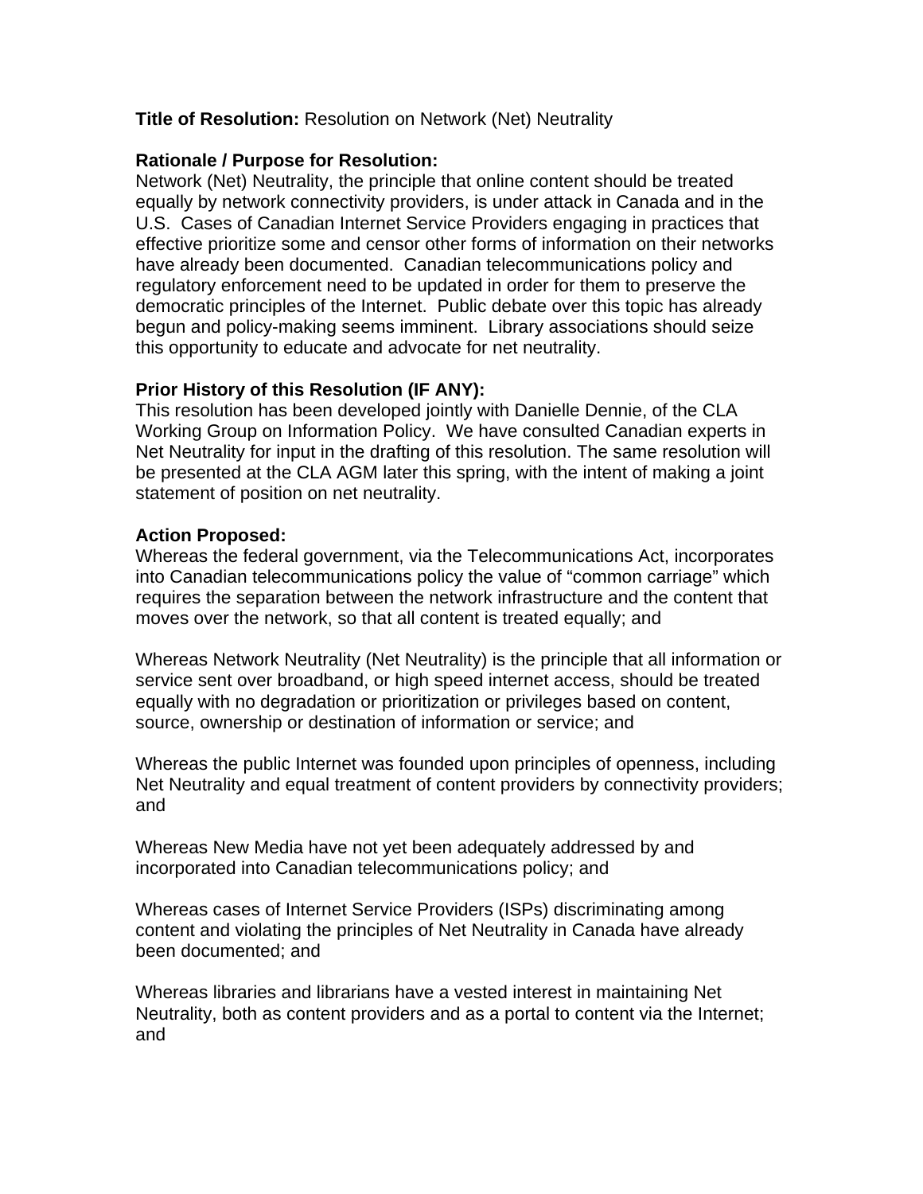**Title of Resolution:** Resolution on Network (Net) Neutrality

**Rationale / Purpose for Resolution:**
Network (Net) Neutrality, the principle that online content should be treated equally by network connectivity providers, is under attack in Canada and in the U.S. Cases of Canadian Internet Service Providers engaging in practices that effective prioritize some and censor other forms of information on their networks have already been documented. Canadian telecommunications policy and regulatory enforcement need to be updated in order for them to preserve the democratic principles of the Internet. Public debate over this topic has already begun and policy-making seems imminent. Library associations should seize this opportunity to educate and advocate for net neutrality.

**Prior History of this Resolution (IF ANY):**
This resolution has been developed jointly with Danielle Dennie, of the CLA Working Group on Information Policy. We have consulted Canadian experts in Net Neutrality for input in the drafting of this resolution. The same resolution will be presented at the CLA AGM later this spring, with the intent of making a joint statement of position on net neutrality.

**Action Proposed:**
Whereas the federal government, via the Telecommunications Act, incorporates into Canadian telecommunications policy the value of "common carriage" which requires the separation between the network infrastructure and the content that moves over the network, so that all content is treated equally; and

Whereas Network Neutrality (Net Neutrality) is the principle that all information or service sent over broadband, or high speed internet access, should be treated equally with no degradation or prioritization or privileges based on content, source, ownership or destination of information or service; and

Whereas the public Internet was founded upon principles of openness, including Net Neutrality and equal treatment of content providers by connectivity providers; and

Whereas New Media have not yet been adequately addressed by and incorporated into Canadian telecommunications policy; and

Whereas cases of Internet Service Providers (ISPs) discriminating among content and violating the principles of Net Neutrality in Canada have already been documented; and

Whereas libraries and librarians have a vested interest in maintaining Net Neutrality, both as content providers and as a portal to content via the Internet; and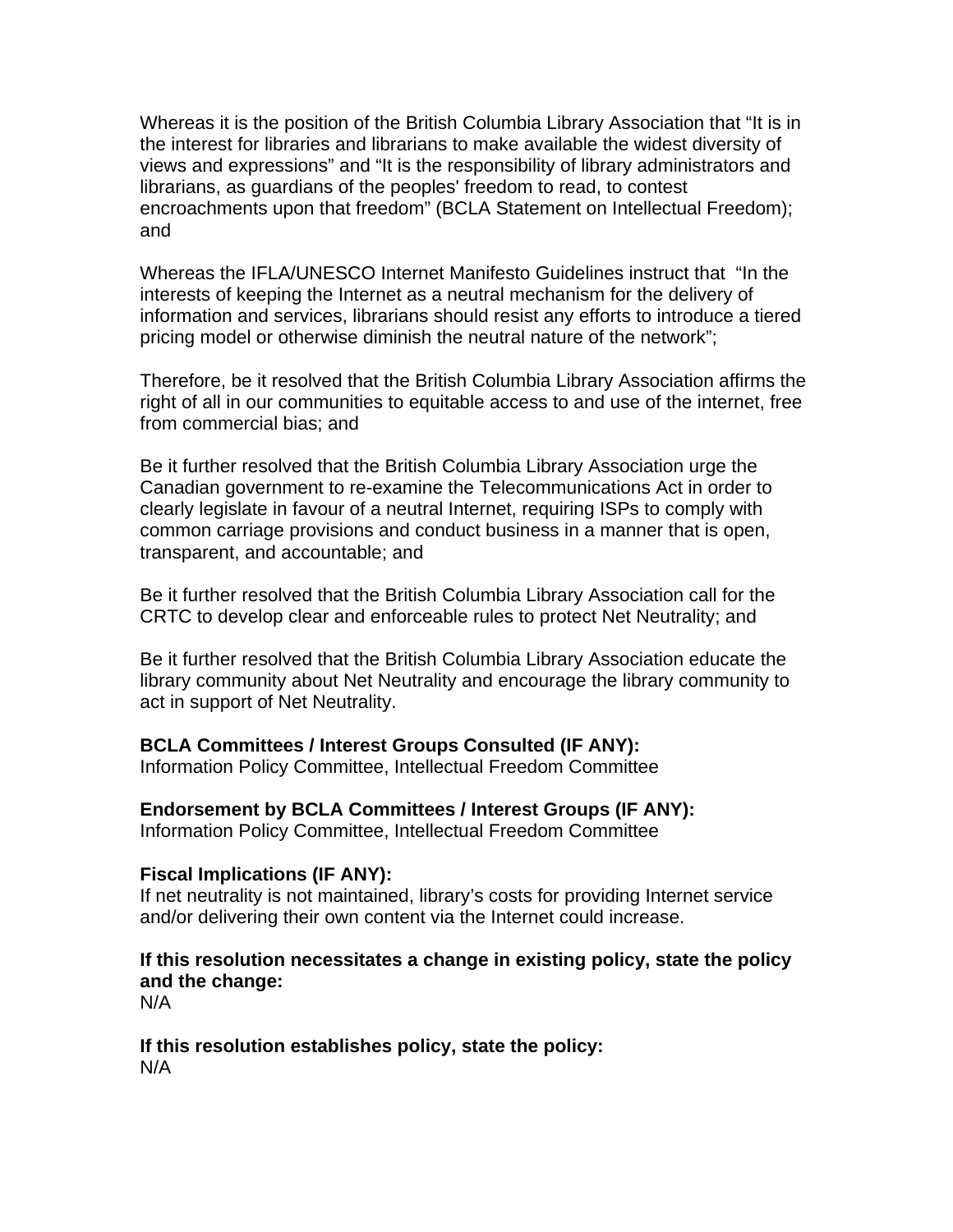Whereas it is the position of the British Columbia Library Association that “It is in the interest for libraries and librarians to make available the widest diversity of views and expressions” and “It is the responsibility of library administrators and librarians, as guardians of the peoples' freedom to read, to contest encroachments upon that freedom” (BCLA Statement on Intellectual Freedom); and

Whereas the IFLA/UNESCO Internet Manifesto Guidelines instruct that “In the interests of keeping the Internet as a neutral mechanism for the delivery of information and services, librarians should resist any efforts to introduce a tiered pricing model or otherwise diminish the neutral nature of the network”;

Therefore, be it resolved that the British Columbia Library Association affirms the right of all in our communities to equitable access to and use of the internet, free from commercial bias; and

Be it further resolved that the British Columbia Library Association urge the Canadian government to re-examine the Telecommunications Act in order to clearly legislate in favour of a neutral Internet, requiring ISPs to comply with common carriage provisions and conduct business in a manner that is open, transparent, and accountable; and

Be it further resolved that the British Columbia Library Association call for the CRTC to develop clear and enforceable rules to protect Net Neutrality; and

Be it further resolved that the British Columbia Library Association educate the library community about Net Neutrality and encourage the library community to act in support of Net Neutrality.

**BCLA Committees / Interest Groups Consulted (IF ANY):**
Information Policy Committee, Intellectual Freedom Committee

**Endorsement by BCLA Committees / Interest Groups (IF ANY):**
Information Policy Committee, Intellectual Freedom Committee

**Fiscal Implications (IF ANY):**
If net neutrality is not maintained, library’s costs for providing Internet service and/or delivering their own content via the Internet could increase.

**If this resolution necessitates a change in existing policy, state the policy and the change:**
N/A

**If this resolution establishes policy, state the policy:**
N/A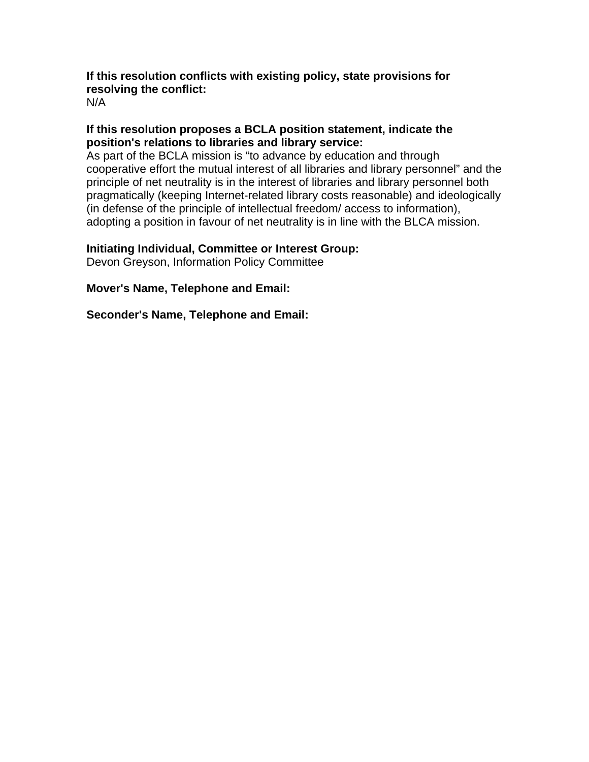**If this resolution conflicts with existing policy, state provisions for resolving the conflict:**
N/A

**If this resolution proposes a BCLA position statement, indicate the position's relations to libraries and library service:**
As part of the BCLA mission is "to advance by education and through cooperative effort the mutual interest of all libraries and library personnel" and the principle of net neutrality is in the interest of libraries and library personnel both pragmatically (keeping Internet-related library costs reasonable) and ideologically (in defense of the principle of intellectual freedom/ access to information), adopting a position in favour of net neutrality is in line with the BLCA mission.

**Initiating Individual, Committee or Interest Group:**
Devon Greyson, Information Policy Committee

**Mover's Name, Telephone and Email:**

**Seconder's Name, Telephone and Email:**